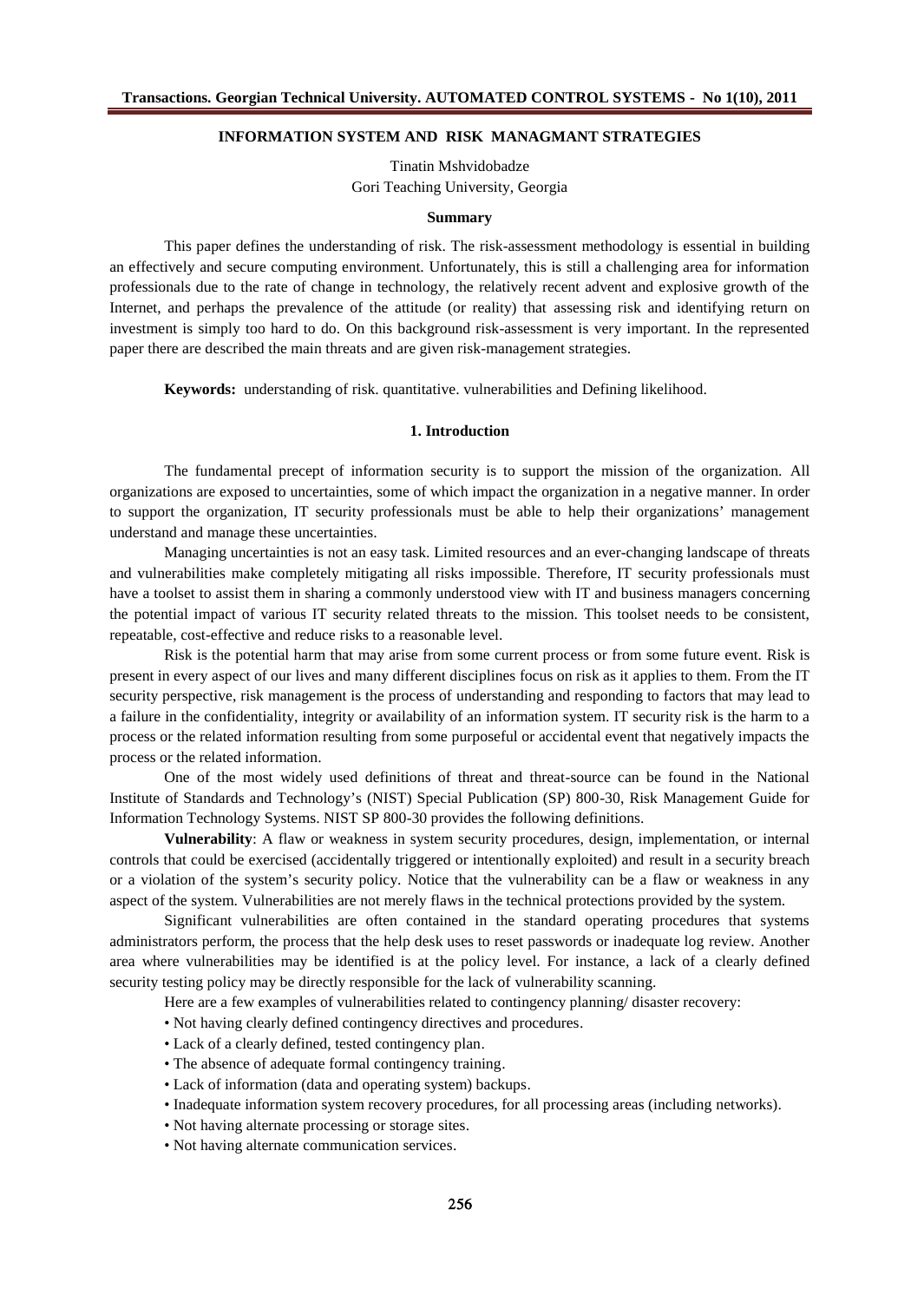# INFORMATION SYSTEM AND RISK MANAGMANT STRATEGIES

Tinatin Mshvidobadze
Gori Teaching University, Georgia

### Summary

This paper defines the understanding of risk. The risk-assessment methodology is essential in building an effectively and secure computing environment. Unfortunately, this is still a challenging area for information professionals due to the rate of change in technology, the relatively recent advent and explosive growth of the Internet, and perhaps the prevalence of the attitude (or reality) that assessing risk and identifying return on investment is simply too hard to do. On this background risk-assessment is very important. In the represented paper there are described the main threats and are given risk-management strategies.

**Keywords:** understanding of risk. quantitative. vulnerabilities and Defining likelihood.

## 1. Introduction

The fundamental precept of information security is to support the mission of the organization. All organizations are exposed to uncertainties, some of which impact the organization in a negative manner. In order to support the organization, IT security professionals must be able to help their organizations' management understand and manage these uncertainties.

Managing uncertainties is not an easy task. Limited resources and an ever-changing landscape of threats and vulnerabilities make completely mitigating all risks impossible. Therefore, IT security professionals must have a toolset to assist them in sharing a commonly understood view with IT and business managers concerning the potential impact of various IT security related threats to the mission. This toolset needs to be consistent, repeatable, cost-effective and reduce risks to a reasonable level.

Risk is the potential harm that may arise from some current process or from some future event. Risk is present in every aspect of our lives and many different disciplines focus on risk as it applies to them. From the IT security perspective, risk management is the process of understanding and responding to factors that may lead to a failure in the confidentiality, integrity or availability of an information system. IT security risk is the harm to a process or the related information resulting from some purposeful or accidental event that negatively impacts the process or the related information.

One of the most widely used definitions of threat and threat-source can be found in the National Institute of Standards and Technology's (NIST) Special Publication (SP) 800-30, Risk Management Guide for Information Technology Systems. NIST SP 800-30 provides the following definitions.

**Vulnerability**: A flaw or weakness in system security procedures, design, implementation, or internal controls that could be exercised (accidentally triggered or intentionally exploited) and result in a security breach or a violation of the system's security policy. Notice that the vulnerability can be a flaw or weakness in any aspect of the system. Vulnerabilities are not merely flaws in the technical protections provided by the system.

Significant vulnerabilities are often contained in the standard operating procedures that systems administrators perform, the process that the help desk uses to reset passwords or inadequate log review. Another area where vulnerabilities may be identified is at the policy level. For instance, a lack of a clearly defined security testing policy may be directly responsible for the lack of vulnerability scanning.

Here are a few examples of vulnerabilities related to contingency planning/ disaster recovery:

- Not having clearly defined contingency directives and procedures.
- Lack of a clearly defined, tested contingency plan.
- The absence of adequate formal contingency training.
- Lack of information (data and operating system) backups.
- Inadequate information system recovery procedures, for all processing areas (including networks).
- Not having alternate processing or storage sites.
- Not having alternate communication services.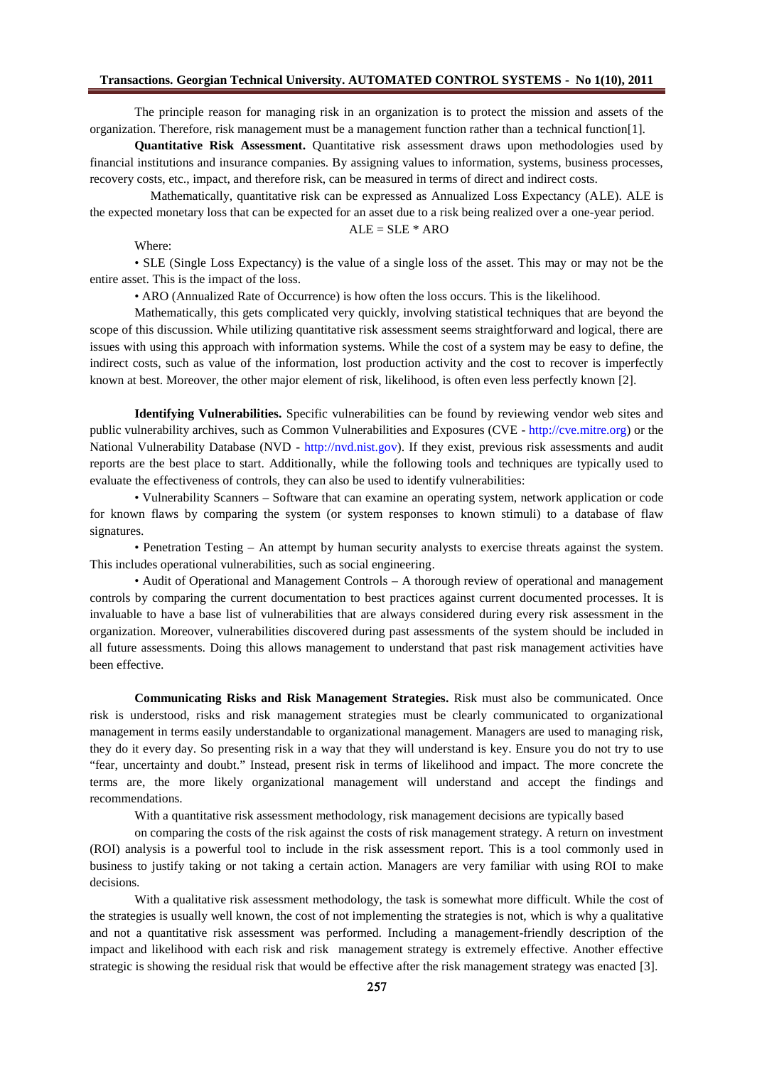The principle reason for managing risk in an organization is to protect the mission and assets of the organization. Therefore, risk management must be a management function rather than a technical function[1].

**Quantitative Risk Assessment.** Quantitative risk assessment draws upon methodologies used by financial institutions and insurance companies. By assigning values to information, systems, business processes, recovery costs, etc., impact, and therefore risk, can be measured in terms of direct and indirect costs.

Mathematically, quantitative risk can be expressed as Annualized Loss Expectancy (ALE). ALE is the expected monetary loss that can be expected for an asset due to a risk being realized over a one-year period.

$$ALE = SLE * ARO$$

Where:

- SLE (Single Loss Expectancy) is the value of a single loss of the asset. This may or may not be the entire asset. This is the impact of the loss.
- ARO (Annualized Rate of Occurrence) is how often the loss occurs. This is the likelihood.

Mathematically, this gets complicated very quickly, involving statistical techniques that are beyond the scope of this discussion. While utilizing quantitative risk assessment seems straightforward and logical, there are issues with using this approach with information systems. While the cost of a system may be easy to define, the indirect costs, such as value of the information, lost production activity and the cost to recover is imperfectly known at best. Moreover, the other major element of risk, likelihood, is often even less perfectly known [2].

**Identifying Vulnerabilities.** Specific vulnerabilities can be found by reviewing vendor web sites and public vulnerability archives, such as Common Vulnerabilities and Exposures (CVE - http://cve.mitre.org) or the National Vulnerability Database (NVD - http://nvd.nist.gov). If they exist, previous risk assessments and audit reports are the best place to start. Additionally, while the following tools and techniques are typically used to evaluate the effectiveness of controls, they can also be used to identify vulnerabilities:

- Vulnerability Scanners – Software that can examine an operating system, network application or code for known flaws by comparing the system (or system responses to known stimuli) to a database of flaw signatures.
- Penetration Testing – An attempt by human security analysts to exercise threats against the system. This includes operational vulnerabilities, such as social engineering.
- Audit of Operational and Management Controls – A thorough review of operational and management controls by comparing the current documentation to best practices against current documented processes. It is invaluable to have a base list of vulnerabilities that are always considered during every risk assessment in the organization. Moreover, vulnerabilities discovered during past assessments of the system should be included in all future assessments. Doing this allows management to understand that past risk management activities have been effective.

**Communicating Risks and Risk Management Strategies.** Risk must also be communicated. Once risk is understood, risks and risk management strategies must be clearly communicated to organizational management in terms easily understandable to organizational management. Managers are used to managing risk, they do it every day. So presenting risk in a way that they will understand is key. Ensure you do not try to use "fear, uncertainty and doubt." Instead, present risk in terms of likelihood and impact. The more concrete the terms are, the more likely organizational management will understand and accept the findings and recommendations.

With a quantitative risk assessment methodology, risk management decisions are typically based on comparing the costs of the risk against the costs of risk management strategy. A return on investment (ROI) analysis is a powerful tool to include in the risk assessment report. This is a tool commonly used in business to justify taking or not taking a certain action. Managers are very familiar with using ROI to make decisions.

With a qualitative risk assessment methodology, the task is somewhat more difficult. While the cost of the strategies is usually well known, the cost of not implementing the strategies is not, which is why a qualitative and not a quantitative risk assessment was performed. Including a management-friendly description of the impact and likelihood with each risk and risk management strategy is extremely effective. Another effective strategic is showing the residual risk that would be effective after the risk management strategy was enacted [3].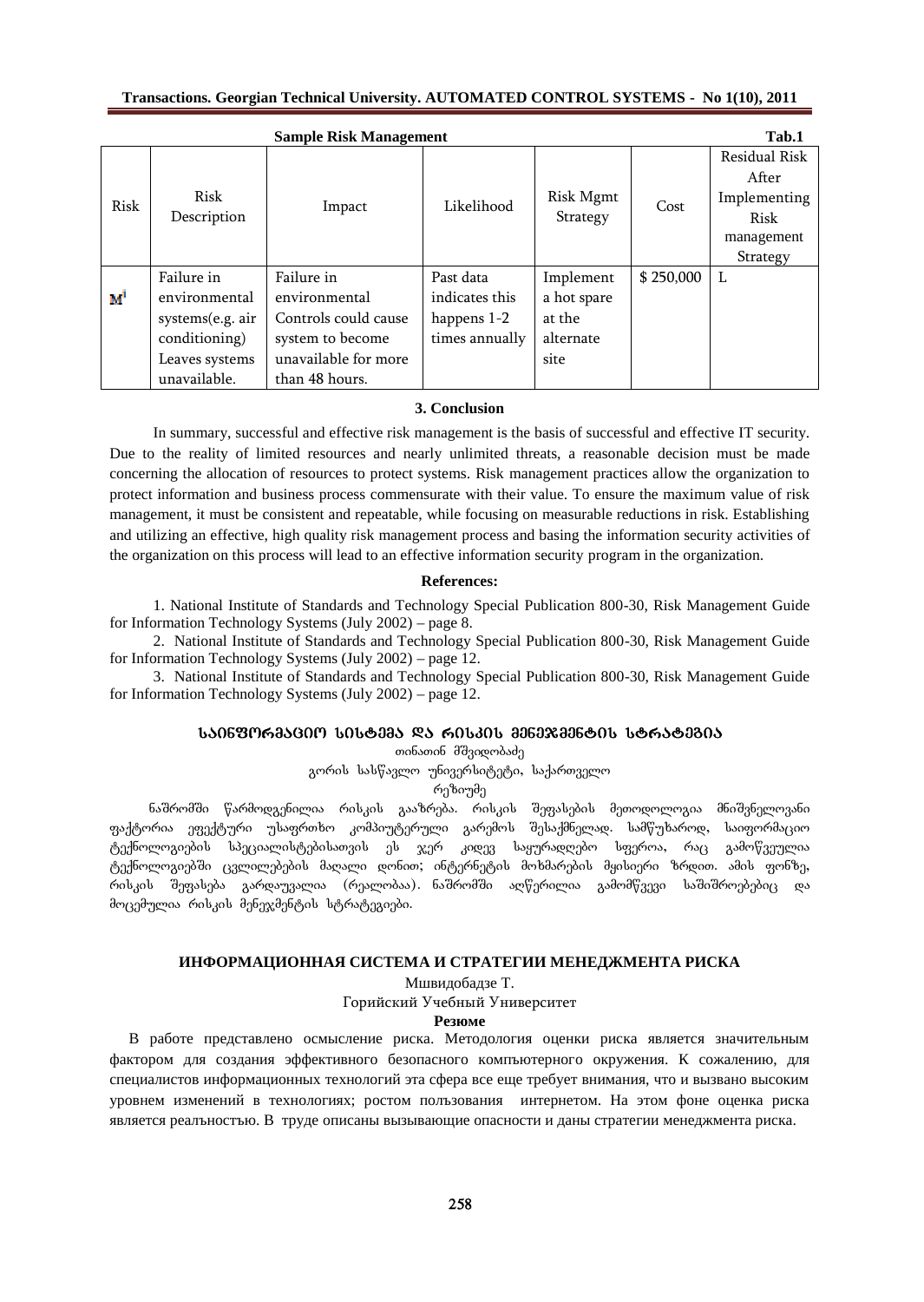**Sample Risk Management** Tab.1

| Risk | Risk Description | Impact | Likelihood | Risk Mgmt Strategy | Cost | Residual Risk After Implementing Risk management Strategy |
|---|---|---|---|---|---|---|
| M[i] | Failure in environmental systems(e.g. air conditioning) Leaves systems unavailable. | Failure in environmental Controls could cause system to become unavailable for more than 48 hours. | Past data indicates this happens 1-2 times annually | Implement a hot spare at the alternate site | $ 250,000 | L |

## 3. Conclusion

In summary, successful and effective risk management is the basis of successful and effective IT security. Due to the reality of limited resources and nearly unlimited threats, a reasonable decision must be made concerning the allocation of resources to protect systems. Risk management practices allow the organization to protect information and business process commensurate with their value. To ensure the maximum value of risk management, it must be consistent and repeatable, while focusing on measurable reductions in risk. Establishing and utilizing an effective, high quality risk management process and basing the information security activities of the organization on this process will lead to an effective information security program in the organization.

## References:

1. National Institute of Standards and Technology Special Publication 800-30, Risk Management Guide for Information Technology Systems (July 2002) – page 8.
2. National Institute of Standards and Technology Special Publication 800-30, Risk Management Guide for Information Technology Systems (July 2002) – page 12.
3. National Institute of Standards and Technology Special Publication 800-30, Risk Management Guide for Information Technology Systems (July 2002) – page 12.

## საინფორმაციო სისტემა და რისკის მენეჯმენტის სტრატეგია

თინათინ მშვიდობაძე

გორის სასწავლო უნივერსიტეტი, საქართველო

რეზიუმე

ნაშრომში წარმოდგენილია რისკის გააზრება. რისკის შეფასების მეთოდოლოგია მნიშვნელოვანი ფაქტორია ეფექტური უსაფრთხო კომპიუტერული გარემოს შესაქმნელად. სამწუხაროდ, საიფორმაციო ტექნოლოგიების სპეციალისტებისათვის ეს ჯერ კიდევ საყურადღებო სფეროა, რაც გამოწვეულია ტექნოლოგიებში ცვლილებების მაღალი დონით; ინტერნეტის მოხმარების მყისიერი ზრდით. ამის ფონზე, რისკის შეფასება გარდაუვალია (რეალობაა). ნაშრომში აღწერილია გამომწვევი საშიშროებებიც და მოცემულია რისკის მენეჯმენტის სტრატეგიები.

## ИНФОРМАЦИОННАЯ СИСТЕМА И СТРАТЕГИИ МЕНЕДЖМЕНТА РИСКА

Мшвидобадзе Т.

Горийский Учебный Университет

**Резюме**

В работе представлено осмысление риска. Методология оценки риска является значительным фактором для создания эффективного безопасного компъютерного окружения. К сожалению, для специалистов информационных технологий эта сфера все еще требует внимания, что и вызвано высоким уровнем изменений в технологиях; ростом полъзования интернетом. На этом фоне оценка риска является реалъностъю. В труде описаны вызывающие опасности и даны стратегии менеджмента риска.